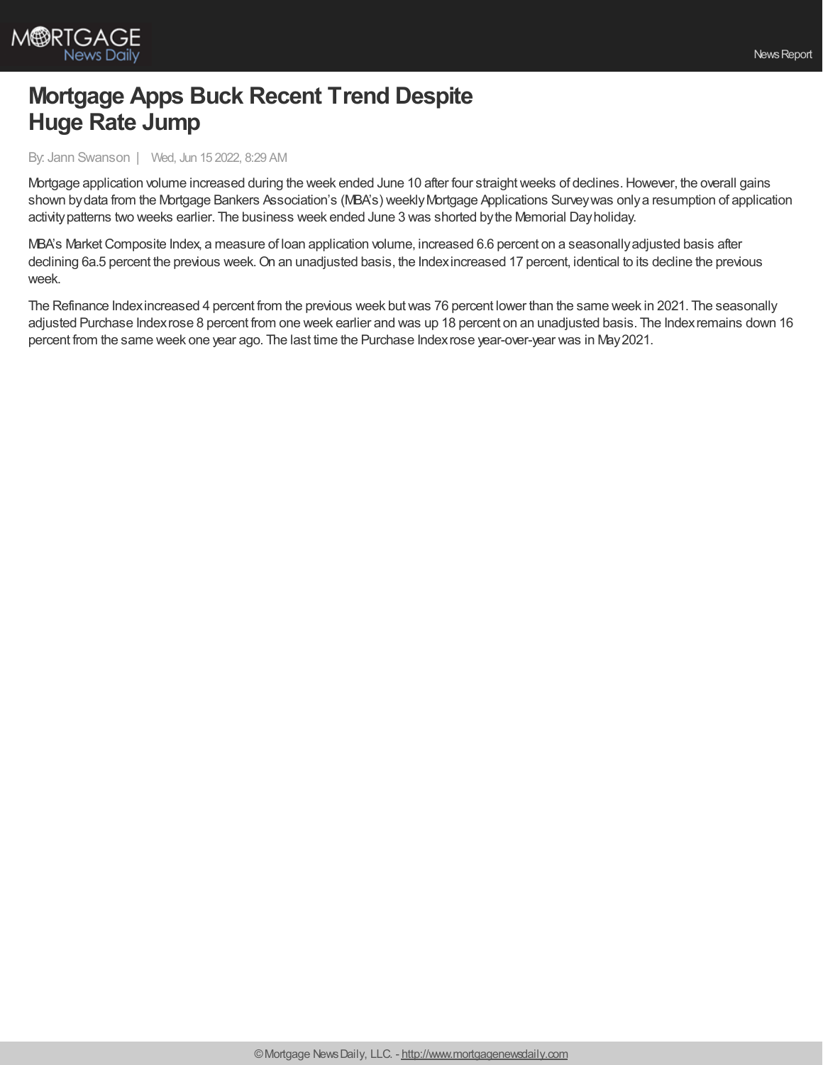# Mortgage Apps Buck Recent Trend Despite Huge Rate Jump

By: Jann Swanson | Wed, Jun 15 2022, 8:29 AM

Mortgage application volume increased during the week ended June 10 after four straight weeks of declines. However, the overall gains shown by data from the Mortgage Bankers Association's (MBA's) weekly Mortgage Applications Survey was only a resumption of application activity patterns two weeks earlier. The business week ended June 3 was shorted by the Memorial Day holiday.

MBA's Market Composite Index, a measure of loan application volume, increased 6.6 percent on a seasonally adjusted basis after declining 6a.5 percent the previous week. On an unadjusted basis, the Index increased 17 percent, identical to its decline the previous week.

The Refinance Index increased 4 percent from the previous week but was 76 percent lower than the same week in 2021. The seasonally adjusted Purchase Index rose 8 percent from one week earlier and was up 18 percent on an unadjusted basis. The Index remains down 16 percent from the same week one year ago. The last time the Purchase Index rose year-over-year was in May 2021.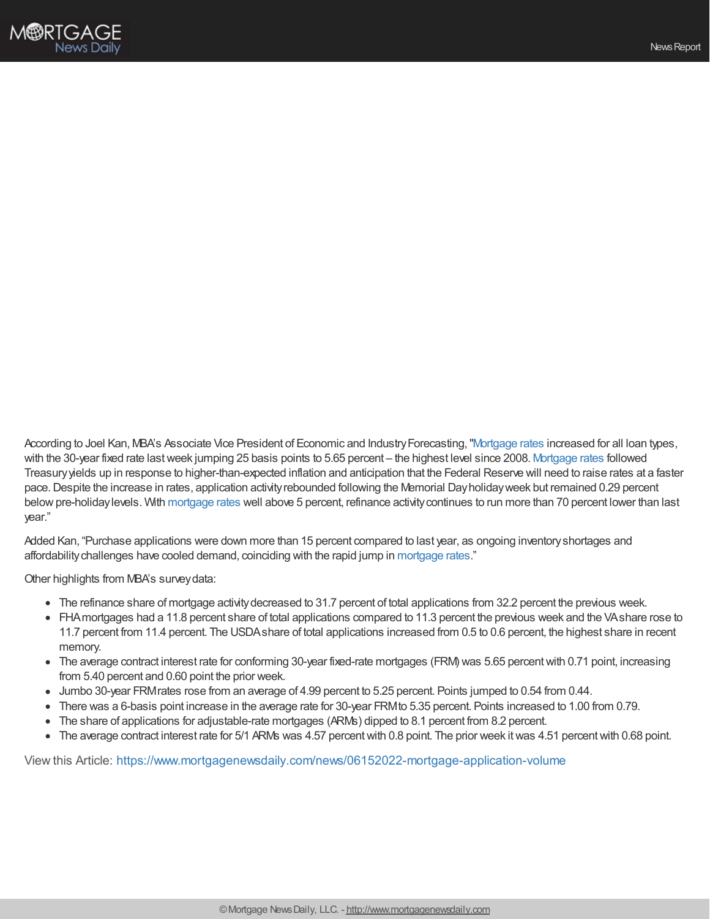According to Joel Kan, MBA's Associate Vice President of Economic and Industry Forecasting, "Mortgage rates increased for all loan types, with the 30-year fixed rate last week jumping 25 basis points to 5.65 percent – the highest level since 2008. Mortgage rates followed Treasury yields up in response to higher-than-expected inflation and anticipation that the Federal Reserve will need to raise rates at a faster pace. Despite the increase in rates, application activity rebounded following the Memorial Day holiday week but remained 0.29 percent below pre-holiday levels. With mortgage rates well above 5 percent, refinance activity continues to run more than 70 percent lower than last year."

Added Kan, "Purchase applications were down more than 15 percent compared to last year, as ongoing inventory shortages and affordability challenges have cooled demand, coinciding with the rapid jump in mortgage rates."

Other highlights from MBA's survey data:

- The refinance share of mortgage activity decreased to 31.7 percent of total applications from 32.2 percent the previous week.
- FHA mortgages had a 11.8 percent share of total applications compared to 11.3 percent the previous week and the VA share rose to 11.7 percent from 11.4 percent. The USDA share of total applications increased from 0.5 to 0.6 percent, the highest share in recent memory.
- The average contract interest rate for conforming 30-year fixed-rate mortgages (FRM) was 5.65 percent with 0.71 point, increasing from 5.40 percent and 0.60 point the prior week.
- Jumbo 30-year FRM rates rose from an average of 4.99 percent to 5.25 percent. Points jumped to 0.54 from 0.44.
- There was a 6-basis point increase in the average rate for 30-year FRM to 5.35 percent. Points increased to 1.00 from 0.79.
- The share of applications for adjustable-rate mortgages (ARMs) dipped to 8.1 percent from 8.2 percent.
- The average contract interest rate for 5/1 ARMs was 4.57 percent with 0.8 point. The prior week it was 4.51 percent with 0.68 point.

View this Article: https://www.mortgagenewsdaily.com/news/06152022-mortgage-application-volume